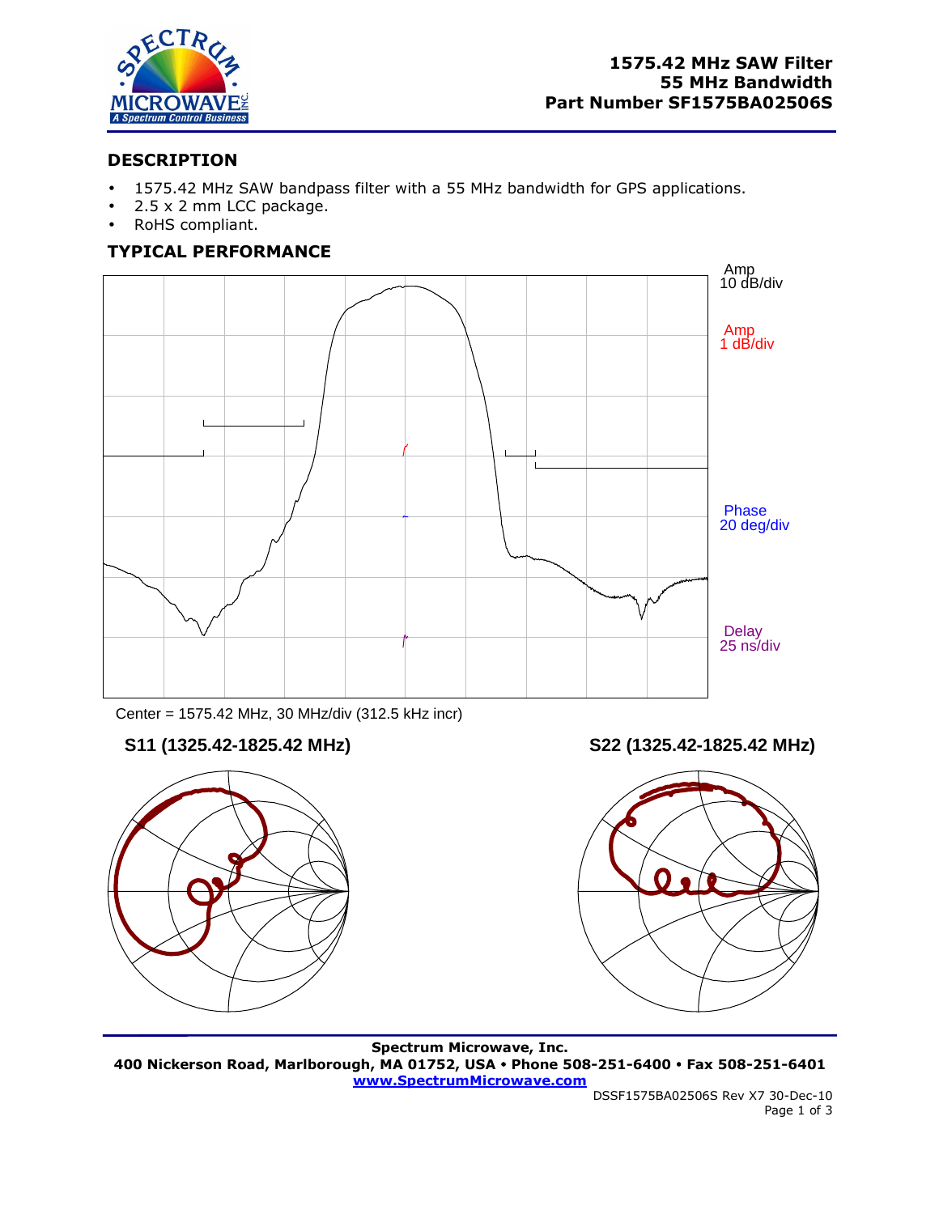# 1575.42 MHz SAW Filter
# 55 MHz Bandwidth
# Part Number SF1575BA02506S

## DESCRIPTION

- 1575.42 MHz SAW bandpass filter with a 55 MHz bandwidth for GPS applications.
- 2.5 x 2 mm LCC package.
- RoHS compliant.

## TYPICAL PERFORMANCE

Amp 10 dB/div

Amp 1 dB/div

Phase 20 deg/div

Delay 25 ns/div

Center = 1575.42 MHz, 30 MHz/div (312.5 kHz incr)

**S11 (1325.42-1825.42 MHz)**

**S22 (1325.42-1825.42 MHz)**

**Spectrum Microwave, Inc.**
**400 Nickerson Road, Marlborough, MA 01752, USA • Phone 508-251-6400 • Fax 508-251-6401**
**www.SpectrumMicrowave.com**

DSSF1575BA02506S Rev X7 30-Dec-10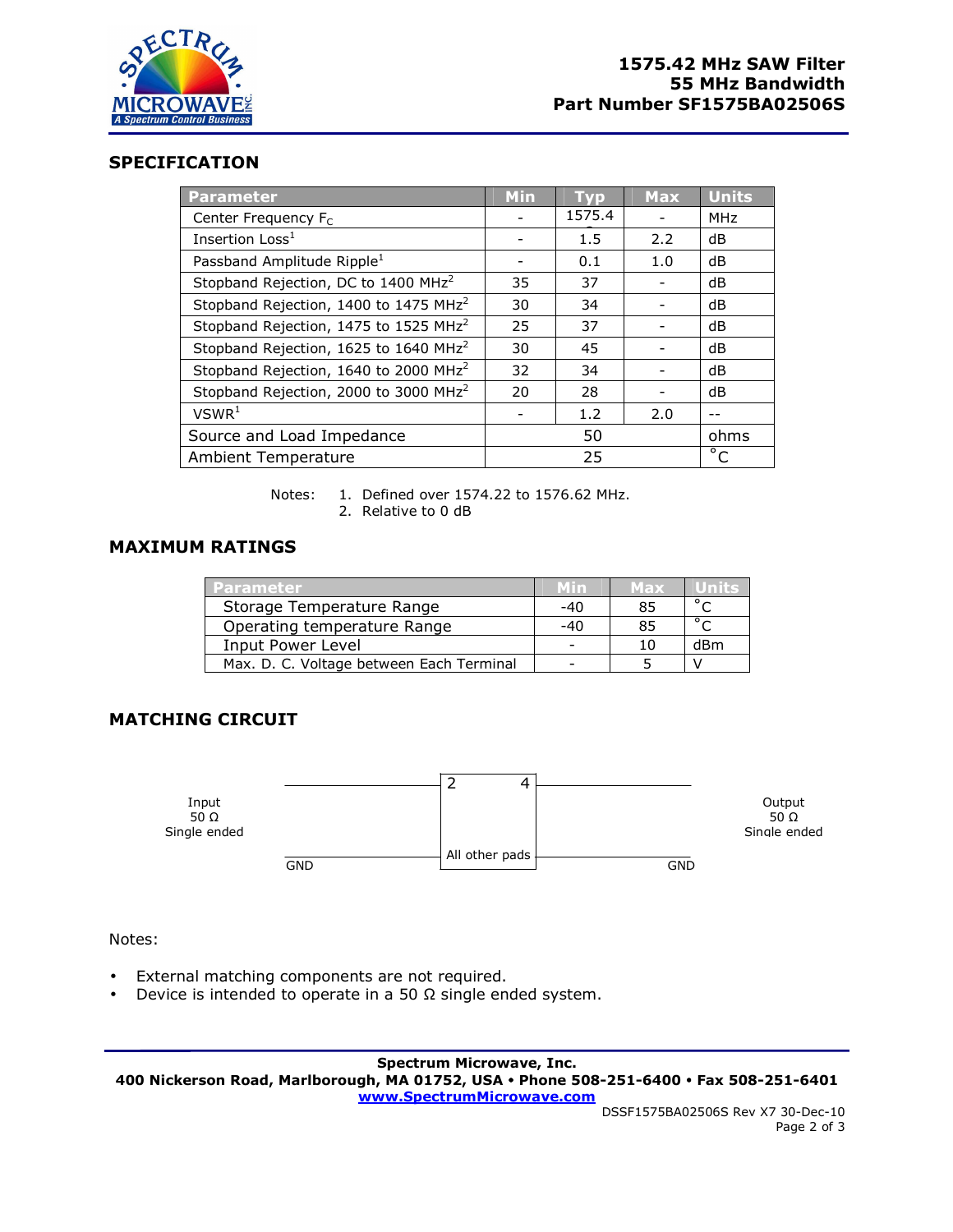# 1575.42 MHz SAW Filter
# 55 MHz Bandwidth
# Part Number SF1575BA02506S

## SPECIFICATION

| Parameter | Min | Typ | Max | Units |
|---|---|---|---|---|
| Center Frequency $F_C$ | - | 1575.42 | - | MHz |
| Insertion Loss[1] | - | 1.5 | 2.2 | dB |
| Passband Amplitude Ripple[1] | - | 0.1 | 1.0 | dB |
| Stopband Rejection, DC to 1400 MHz[2] | 35 | 37 | - | dB |
| Stopband Rejection, 1400 to 1475 MHz[2] | 30 | 34 | - | dB |
| Stopband Rejection, 1475 to 1525 MHz[2] | 25 | 37 | - | dB |
| Stopband Rejection, 1625 to 1640 MHz[2] | 30 | 45 | - | dB |
| Stopband Rejection, 1640 to 2000 MHz[2] | 32 | 34 | - | dB |
| Stopband Rejection, 2000 to 3000 MHz[2] | 20 | 28 | - | dB |
| VSWR[1] | - | 1.2 | 2.0 | -- |
| Source and Load Impedance | | 50 | | ohms |
| Ambient Temperature | | 25 | | °C |

Notes:
1. Defined over 1574.22 to 1576.62 MHz.
2. Relative to 0 dB

## MAXIMUM RATINGS

| Parameter | Min | Max | Units |
|---|---|---|---|
| Storage Temperature Range | -40 | 85 | °C |
| Operating temperature Range | -40 | 85 | °C |
| Input Power Level | - | 10 | dBm |
| Max. D. C. Voltage between Each Terminal | - | 5 | V |

## MATCHING CIRCUIT

Input 50 Ω Single ended — 2 | 4 — Output 50 Ω Single ended

GND — All other pads — GND

Notes:

- External matching components are not required.
- Device is intended to operate in a 50 Ω single ended system.

**Spectrum Microwave, Inc.**
**400 Nickerson Road, Marlborough, MA 01752, USA • Phone 508-251-6400 • Fax 508-251-6401**
**www.SpectrumMicrowave.com**

DSSF1575BA02506S Rev X7 30-Dec-10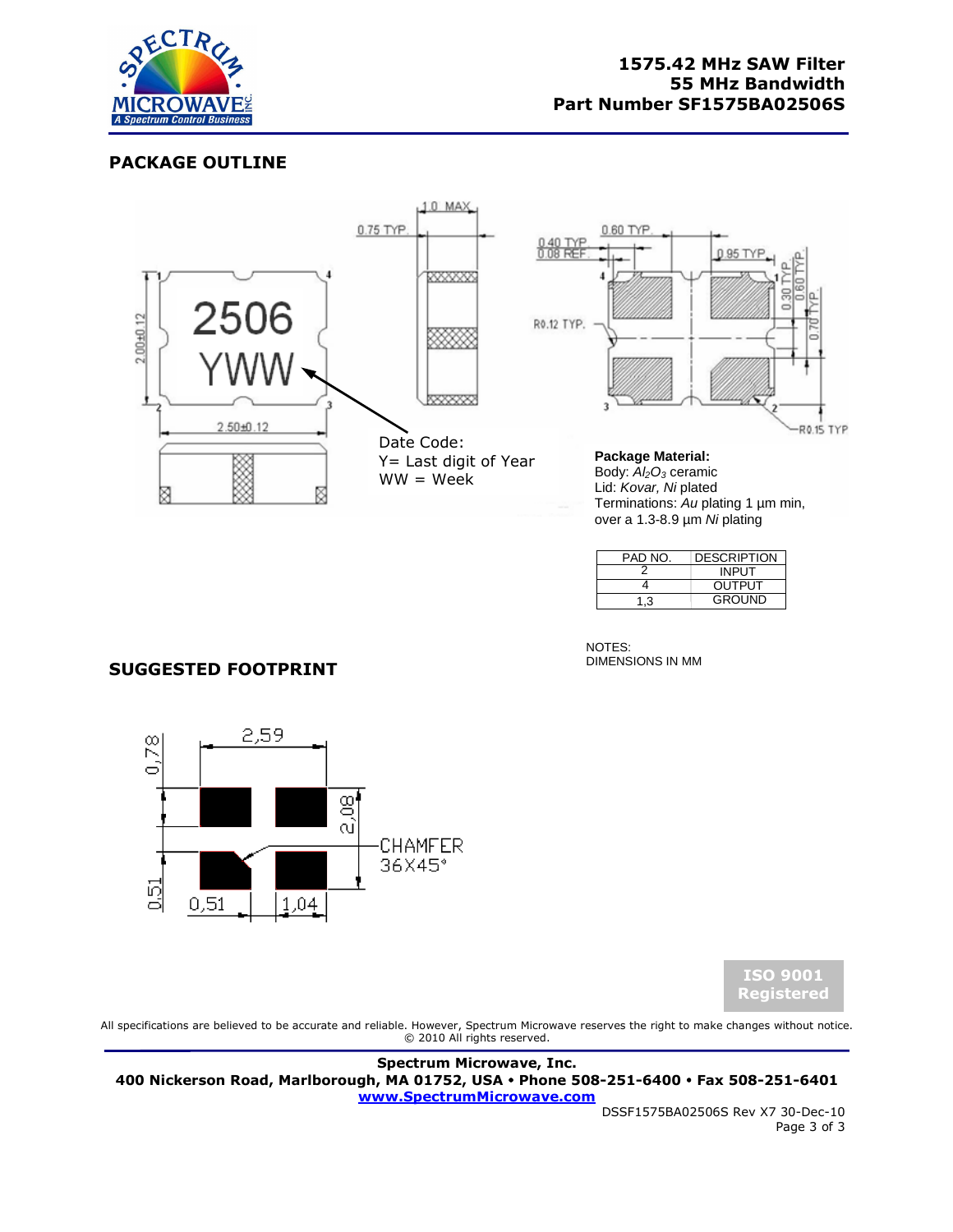# PACKAGE OUTLINE

1.0 MAX

0.75 TYP.

2.00±0.12

2.50±0.12

2506

YWW

Date Code:
Y= Last digit of Year
WW = Week

0.60 TYP.

0.40 TYP.

0.08 REF.

0.95 TYP.

0.30 TYP.

0.60 TYP.

0.70 TYP.

R0.12 TYP.

R0.15 TYP

**Package Material:**
Body: $Al_2O_3$ ceramic
Lid: *Kovar, Ni* plated
Terminations: *Au* plating 1 µm min, over a 1.3-8.9 µm *Ni* plating

| PAD NO. | DESCRIPTION |
|---|---|
| 2 | INPUT |
| 4 | OUTPUT |
| 1,3 | GROUND |

NOTES:
DIMENSIONS IN MM

# SUGGESTED FOOTPRINT

2,59

0,78

2,08

CHAMFER
36X45°

0,51

0,51

1,04

All specifications are believed to be accurate and reliable. However, Spectrum Microwave reserves the right to make changes without notice.
© 2010 All rights reserved.

**Spectrum Microwave, Inc.**
**400 Nickerson Road, Marlborough, MA 01752, USA • Phone 508-251-6400 • Fax 508-251-6401**
**www.SpectrumMicrowave.com**

DSSF1575BA02506S Rev X7 30-Dec-10